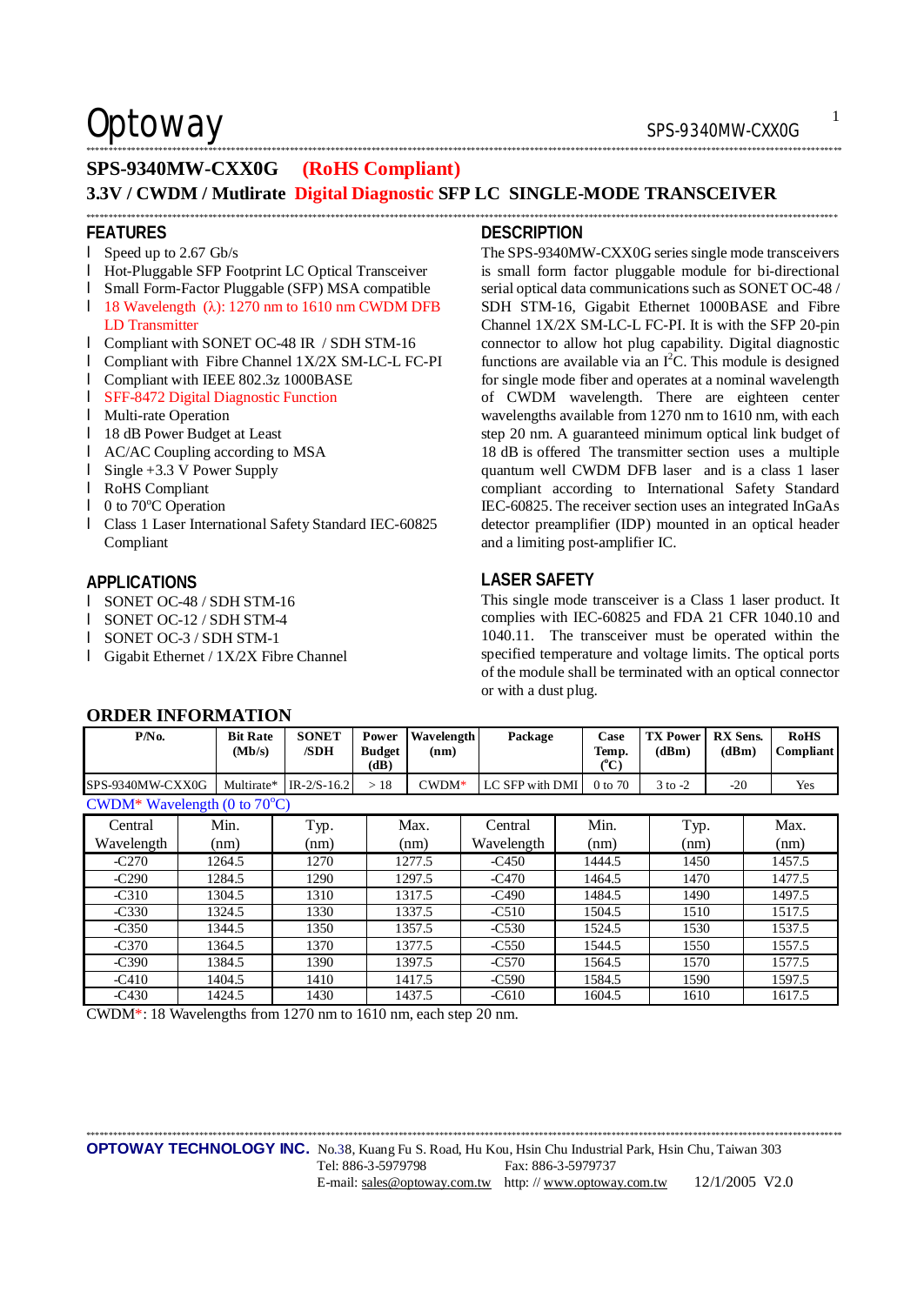Optoway

# SPS-9340MW-CXX0G (RoHS Compliant)

## 3.3V / CWDM / Mutlirate Digital Diagnostic SFP LC SINGLE-MODE TRANSCEIVER

## FEATURES

- Speed up to 2.67 Gb/s
- Hot-Pluggable SFP Footprint LC Optical Transceiver
- Small Form-Factor Pluggable (SFP) MSA compatible
- 18 Wavelength (λ): 1270 nm to 1610 nm CWDM DFB LD Transmitter
- Compliant with SONET OC-48 IR / SDH STM-16
- Compliant with Fibre Channel 1X/2X SM-LC-L FC-PI
- Compliant with IEEE 802.3z 1000BASE
- SFF-8472 Digital Diagnostic Function
- Multi-rate Operation
- 18 dB Power Budget at Least
- AC/AC Coupling according to MSA
- Single +3.3 V Power Supply
- RoHS Compliant
- 0 to 70°C Operation
- Class 1 Laser International Safety Standard IEC-60825 Compliant

## APPLICATIONS

- SONET OC-48 / SDH STM-16
- SONET OC-12 / SDH STM-4
- SONET OC-3 / SDH STM-1
- Gigabit Ethernet / 1X/2X Fibre Channel

## DESCRIPTION

The SPS-9340MW-CXX0G series single mode transceivers is small form factor pluggable module for bi-directional serial optical data communications such as SONET OC-48 / SDH STM-16, Gigabit Ethernet 1000BASE and Fibre Channel 1X/2X SM-LC-L FC-PI. It is with the SFP 20-pin connector to allow hot plug capability. Digital diagnostic functions are available via an $I^2C$. This module is designed for single mode fiber and operates at a nominal wavelength of CWDM wavelength. There are eighteen center wavelengths available from 1270 nm to 1610 nm, with each step 20 nm. A guaranteed minimum optical link budget of 18 dB is offered The transmitter section uses a multiple quantum well CWDM DFB laser and is a class 1 laser compliant according to International Safety Standard IEC-60825. The receiver section uses an integrated InGaAs detector preamplifier (IDP) mounted in an optical header and a limiting post-amplifier IC.

## LASER SAFETY

This single mode transceiver is a Class 1 laser product. It complies with IEC-60825 and FDA 21 CFR 1040.10 and 1040.11. The transceiver must be operated within the specified temperature and voltage limits. The optical ports of the module shall be terminated with an optical connector or with a dust plug.

## ORDER INFORMATION

| P/No. | Bit Rate (Mb/s) | SONET /SDH | Power Budget (dB) | Wavelength (nm) | Package | Case Temp. (°C) | TX Power (dBm) | RX Sens. (dBm) | RoHS Compliant |
|---|---|---|---|---|---|---|---|---|---|
| SPS-9340MW-CXX0G | Multirate* | IR-2/S-16.2 | > 18 | CWDM* | LC SFP with DMI | 0 to 70 | 3 to -2 | -20 | Yes |

CWDM* Wavelength (0 to 70°C)

| Central Wavelength | Min. (nm) | Typ. (nm) | Max. (nm) | Central Wavelength | Min. (nm) | Typ. (nm) | Max. (nm) |
|---|---|---|---|---|---|---|---|
| -C270 | 1264.5 | 1270 | 1277.5 | -C450 | 1444.5 | 1450 | 1457.5 |
| -C290 | 1284.5 | 1290 | 1297.5 | -C470 | 1464.5 | 1470 | 1477.5 |
| -C310 | 1304.5 | 1310 | 1317.5 | -C490 | 1484.5 | 1490 | 1497.5 |
| -C330 | 1324.5 | 1330 | 1337.5 | -C510 | 1504.5 | 1510 | 1517.5 |
| -C350 | 1344.5 | 1350 | 1357.5 | -C530 | 1524.5 | 1530 | 1537.5 |
| -C370 | 1364.5 | 1370 | 1377.5 | -C550 | 1544.5 | 1550 | 1557.5 |
| -C390 | 1384.5 | 1390 | 1397.5 | -C570 | 1564.5 | 1570 | 1577.5 |
| -C410 | 1404.5 | 1410 | 1417.5 | -C590 | 1584.5 | 1590 | 1597.5 |
| -C430 | 1424.5 | 1430 | 1437.5 | -C610 | 1604.5 | 1610 | 1617.5 |

CWDM*: 18 Wavelengths from 1270 nm to 1610 nm, each step 20 nm.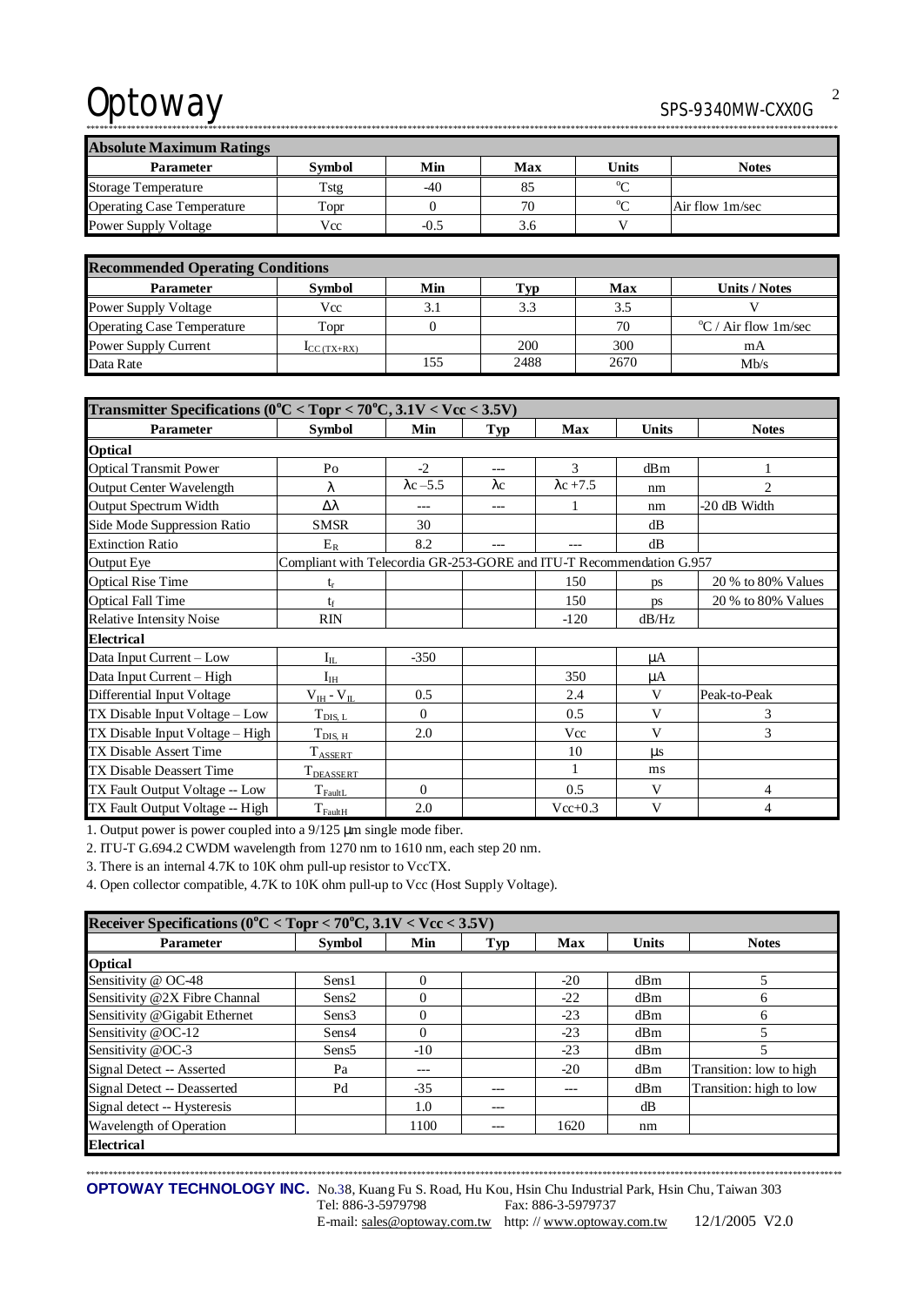## Absolute Maximum Ratings

| Parameter | Symbol | Min | Max | Units | Notes |
|---|---|---|---|---|---|
| Storage Temperature | Tstg | -40 | 85 | °C | |
| Operating Case Temperature | Topr | 0 | 70 | °C | Air flow 1m/sec |
| Power Supply Voltage | Vcc | -0.5 | 3.6 | V | |

## Recommended Operating Conditions

| Parameter | Symbol | Min | Typ | Max | Units / Notes |
|---|---|---|---|---|---|
| Power Supply Voltage | Vcc | 3.1 | 3.3 | 3.5 | V |
| Operating Case Temperature | Topr | 0 | | 70 | °C / Air flow 1m/sec |
| Power Supply Current | $I_{CC\,(TX+RX)}$ | | 200 | 300 | mA |
| Data Rate | | 155 | 2488 | 2670 | Mb/s |

## Transmitter Specifications (0°C < Topr < 70°C, 3.1V < Vcc < 3.5V)

| Parameter | Symbol | Min | Typ | Max | Units | Notes |
|---|---|---|---|---|---|---|
| **Optical** | | | | | | |
| Optical Transmit Power | Po | -2 | --- | 3 | dBm | 1 |
| Output Center Wavelength | λ | λc –5.5 | λc | λc +7.5 | nm | 2 |
| Output Spectrum Width | Δλ | --- | --- | 1 | nm | -20 dB Width |
| Side Mode Suppression Ratio | SMSR | 30 | | | dB | |
| Extinction Ratio | $E_R$ | 8.2 | --- | --- | dB | |
| Output Eye | Compliant with Telecordia GR-253-GORE and ITU-T Recommendation G.957 | | | | | |
| Optical Rise Time | $t_r$ | | | 150 | ps | 20 % to 80% Values |
| Optical Fall Time | $t_f$ | | | 150 | ps | 20 % to 80% Values |
| Relative Intensity Noise | RIN | | | -120 | dB/Hz | |
| **Electrical** | | | | | | |
| Data Input Current – Low | $I_{IL}$ | -350 | | | μA | |
| Data Input Current – High | $I_{IH}$ | | | 350 | μA | |
| Differential Input Voltage | $V_{IH}$ - $V_{IL}$ | 0.5 | | 2.4 | V | Peak-to-Peak |
| TX Disable Input Voltage – Low | $T_{DIS,\,L}$ | 0 | | 0.5 | V | 3 |
| TX Disable Input Voltage – High | $T_{DIS,\,H}$ | 2.0 | | Vcc | V | 3 |
| TX Disable Assert Time | $T_{ASSERT}$ | | | 10 | μs | |
| TX Disable Deassert Time | $T_{DEASSERT}$ | | | 1 | ms | |
| TX Fault Output Voltage -- Low | $T_{FaultL}$ | 0 | | 0.5 | V | 4 |
| TX Fault Output Voltage -- High | $T_{FaultH}$ | 2.0 | | Vcc+0.3 | V | 4 |

1. Output power is power coupled into a 9/125 μm single mode fiber.
2. ITU-T G.694.2 CWDM wavelength from 1270 nm to 1610 nm, each step 20 nm.
3. There is an internal 4.7K to 10K ohm pull-up resistor to VccTX.
4. Open collector compatible, 4.7K to 10K ohm pull-up to Vcc (Host Supply Voltage).

## Receiver Specifications (0°C < Topr < 70°C, 3.1V < Vcc < 3.5V)

| Parameter | Symbol | Min | Typ | Max | Units | Notes |
|---|---|---|---|---|---|---|
| **Optical** | | | | | | |
| Sensitivity @ OC-48 | Sens1 | 0 | | -20 | dBm | 5 |
| Sensitivity @2X Fibre Channal | Sens2 | 0 | | -22 | dBm | 6 |
| Sensitivity @Gigabit Ethernet | Sens3 | 0 | | -23 | dBm | 6 |
| Sensitivity @OC-12 | Sens4 | 0 | | -23 | dBm | 5 |
| Sensitivity @OC-3 | Sens5 | -10 | | -23 | dBm | 5 |
| Signal Detect -- Asserted | Pa | --- | | -20 | dBm | Transition: low to high |
| Signal Detect -- Deasserted | Pd | -35 | --- | --- | dBm | Transition: high to low |
| Signal detect -- Hysteresis | | 1.0 | --- | | dB | |
| Wavelength of Operation | | 1100 | --- | 1620 | nm | |
| **Electrical** | | | | | | |

**OPTOWAY TECHNOLOGY INC.** No.38, Kuang Fu S. Road, Hu Kou, Hsin Chu Industrial Park, Hsin Chu, Taiwan 303
Tel: 886-3-5979798 Fax: 886-3-5979737
E-mail: sales@optoway.com.tw http: // www.optoway.com.tw 12/1/2005 V2.0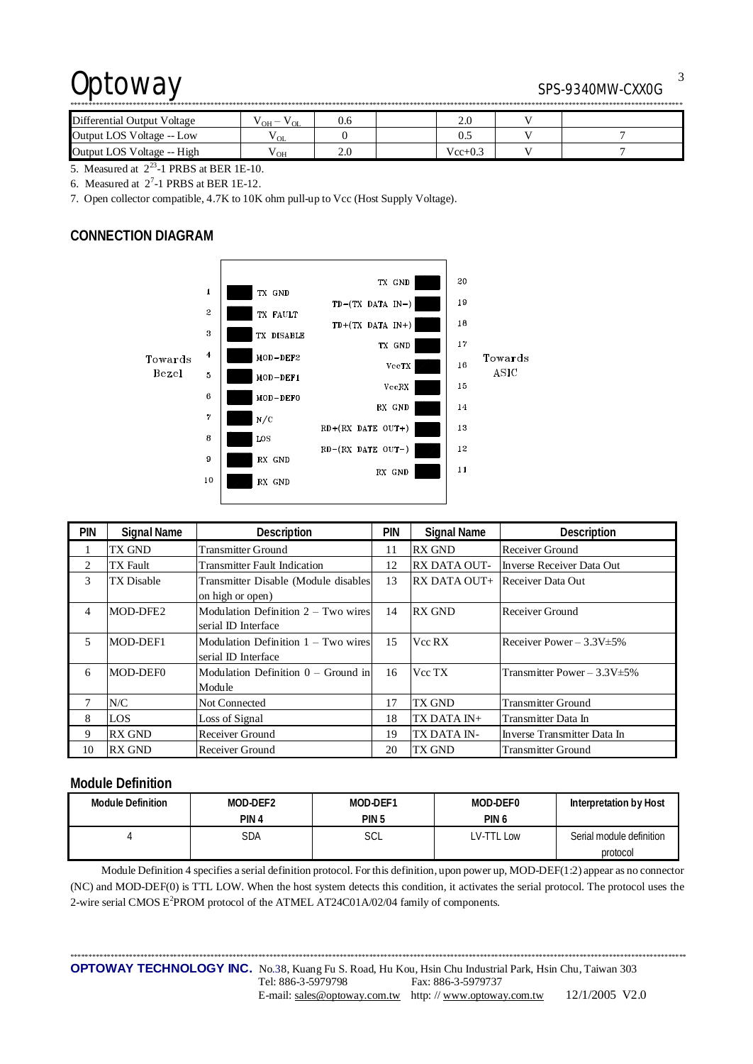| | | | | | | |
|---|---|---|---|---|---|---|
| Differential Output Voltage | $V_{OH} - V_{OL}$ | 0.6 | | 2.0 | V | |
| Output LOS Voltage -- Low | $V_{OL}$ | 0 | | 0.5 | V | 7 |
| Output LOS Voltage -- High | $V_{OH}$ | 2.0 | | Vcc+0.3 | V | 7 |

5. Measured at $2^{23}$-1 PRBS at BER 1E-10.

6. Measured at $2^{7}$-1 PRBS at BER 1E-12.

7. Open collector compatible, 4.7K to 10K ohm pull-up to Vcc (Host Supply Voltage).

## CONNECTION DIAGRAM

Towards Bezel

1 TX GND
2 TX FAULT
3 TX DISABLE
4 MOD-DEF2
5 MOD-DEF1
6 MOD-DEF0
7 N/C
8 LOS
9 RX GND
10 RX GND

20 TX GND
19 TD-(TX DATA IN-)
18 TD+(TX DATA IN+)
17 TX GND
16 VccTX
15 VccRX
14 RX GND
13 RD+(RX DATE OUT+)
12 RD-(RX DATE OUT-)
11 RX GND

Towards ASIC

| PIN | Signal Name | Description | PIN | Signal Name | Description |
|---|---|---|---|---|---|
| 1 | TX GND | Transmitter Ground | 11 | RX GND | Receiver Ground |
| 2 | TX Fault | Transmitter Fault Indication | 12 | RX DATA OUT- | Inverse Receiver Data Out |
| 3 | TX Disable | Transmitter Disable (Module disables on high or open) | 13 | RX DATA OUT+ | Receiver Data Out |
| 4 | MOD-DFE2 | Modulation Definition 2 – Two wires serial ID Interface | 14 | RX GND | Receiver Ground |
| 5 | MOD-DEF1 | Modulation Definition 1 – Two wires serial ID Interface | 15 | Vcc RX | Receiver Power – 3.3V±5% |
| 6 | MOD-DEF0 | Modulation Definition 0 – Ground in Module | 16 | Vcc TX | Transmitter Power – 3.3V±5% |
| 7 | N/C | Not Connected | 17 | TX GND | Transmitter Ground |
| 8 | LOS | Loss of Signal | 18 | TX DATA IN+ | Transmitter Data In |
| 9 | RX GND | Receiver Ground | 19 | TX DATA IN- | Inverse Transmitter Data In |
| 10 | RX GND | Receiver Ground | 20 | TX GND | Transmitter Ground |

## Module Definition

| Module Definition | MOD-DEF2 PIN 4 | MOD-DEF1 PIN 5 | MOD-DEF0 PIN 6 | Interpretation by Host |
|---|---|---|---|---|
| 4 | SDA | SCL | LV-TTL Low | Serial module definition protocol |

Module Definition 4 specifies a serial definition protocol. For this definition, upon power up, MOD-DEF(1:2) appear as no connector (NC) and MOD-DEF(0) is TTL LOW. When the host system detects this condition, it activates the serial protocol. The protocol uses the 2-wire serial CMOS $E^2$PROM protocol of the ATMEL AT24C01A/02/04 family of components.

**OPTOWAY TECHNOLOGY INC.** No.38, Kuang Fu S. Road, Hu Kou, Hsin Chu Industrial Park, Hsin Chu, Taiwan 303
Tel: 886-3-5979798 Fax: 886-3-5979737
E-mail: sales@optoway.com.tw http: // www.optoway.com.tw 12/1/2005 V2.0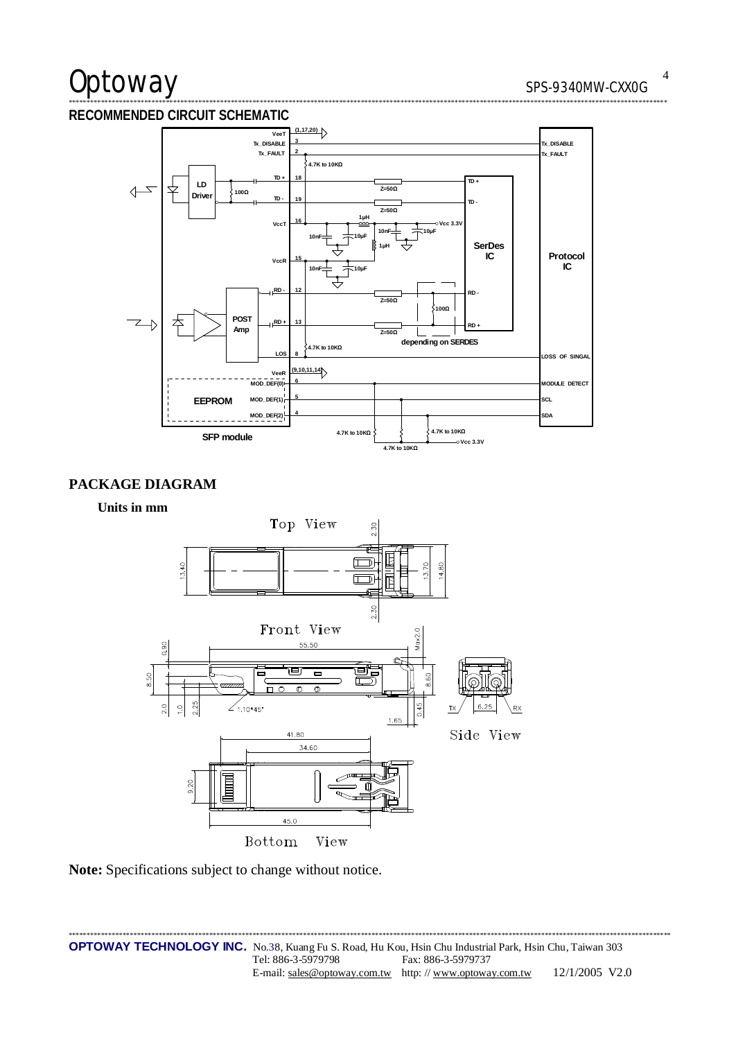## RECOMMENDED CIRCUIT SCHEMATIC

VeeT (1,17,20)
Tx_DISABLE 3 Tx_DISABLE
Tx_FAULT 2 Tx_FAULT
4.7K to 10KΩ
LD Driver
100Ω
TD + 18 TD +
TD - 19 TD -
Z=50Ω
Z=50Ω
VccT 16
1μH
10nF
10μF
10nF
10μF
Vcc 3.3V
1μH
SerDes IC
Protocol IC
VccR 15
10nF
10μF
RD - 12 RD -
Z=50Ω
100Ω
POST Amp
RD + 13 RD +
Z=50Ω
depending on SERDES
4.7K to 10KΩ
LOS 8 LOSS OF SINGAL
VeeR (9,10,11,14)
MOD_DEF(0) 6 MODULE DETECT
EEPROM
MOD_DEF(1) 5 SCL
MOD_DEF(2) 4 SDA
SFP module
4.7K to 10KΩ
4.7K to 10KΩ
4.7K to 10KΩ
Vcc 3.3V

## PACKAGE DIAGRAM

**Units in mm**

Top View
2.30
13.40
13.70
14.80
2.30

Front View
55.50
Max2.0
0.90
8.50
8.60
2.0
1.0
2.25
1.10*45°
0.45
1.65

TX 6.25 RX
Side View

41.80
34.60
9.20
45.0
Bottom View

**Note:** Specifications subject to change without notice.

**OPTOWAY TECHNOLOGY INC.** No.38, Kuang Fu S. Road, Hu Kou, Hsin Chu Industrial Park, Hsin Chu, Taiwan 303
Tel: 886-3-5979798 Fax: 886-3-5979737
E-mail: sales@optoway.com.tw http: // www.optoway.com.tw 12/1/2005 V2.0